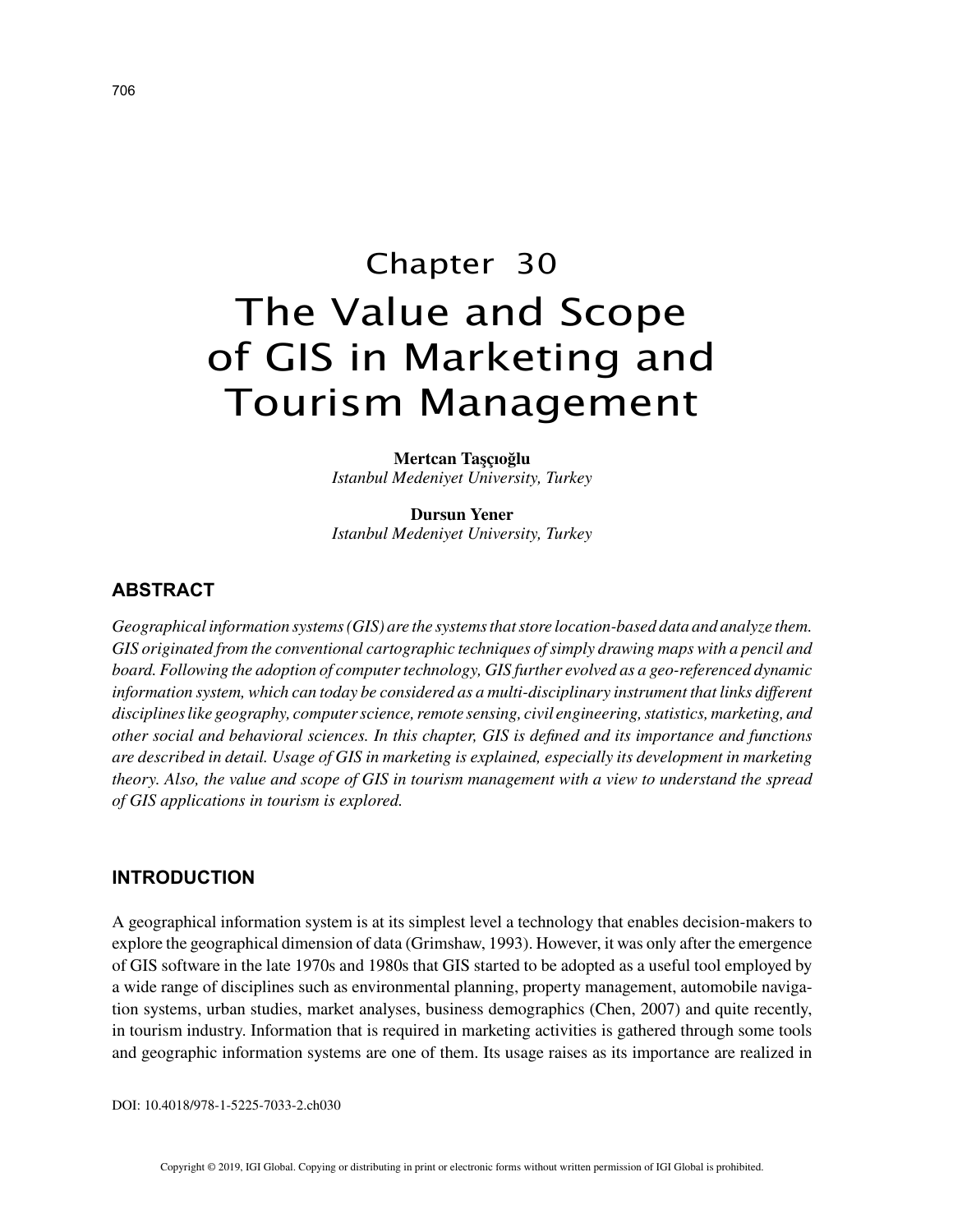# Chapter 30
# The Value and Scope of GIS in Marketing and Tourism Management

**Mertcan Taşçıoğlu**
*Istanbul Medeniyet University, Turkey*

**Dursun Yener**
*Istanbul Medeniyet University, Turkey*

## ABSTRACT

*Geographical information systems (GIS) are the systems that store location-based data and analyze them. GIS originated from the conventional cartographic techniques of simply drawing maps with a pencil and board. Following the adoption of computer technology, GIS further evolved as a geo-referenced dynamic information system, which can today be considered as a multi-disciplinary instrument that links different disciplines like geography, computer science, remote sensing, civil engineering, statistics, marketing, and other social and behavioral sciences. In this chapter, GIS is defined and its importance and functions are described in detail. Usage of GIS in marketing is explained, especially its development in marketing theory. Also, the value and scope of GIS in tourism management with a view to understand the spread of GIS applications in tourism is explored.*

## INTRODUCTION

A geographical information system is at its simplest level a technology that enables decision-makers to explore the geographical dimension of data (Grimshaw, 1993). However, it was only after the emergence of GIS software in the late 1970s and 1980s that GIS started to be adopted as a useful tool employed by a wide range of disciplines such as environmental planning, property management, automobile navigation systems, urban studies, market analyses, business demographics (Chen, 2007) and quite recently, in tourism industry. Information that is required in marketing activities is gathered through some tools and geographic information systems are one of them. Its usage raises as its importance are realized in

DOI: 10.4018/978-1-5225-7033-2.ch030

Copyright © 2019, IGI Global. Copying or distributing in print or electronic forms without written permission of IGI Global is prohibited.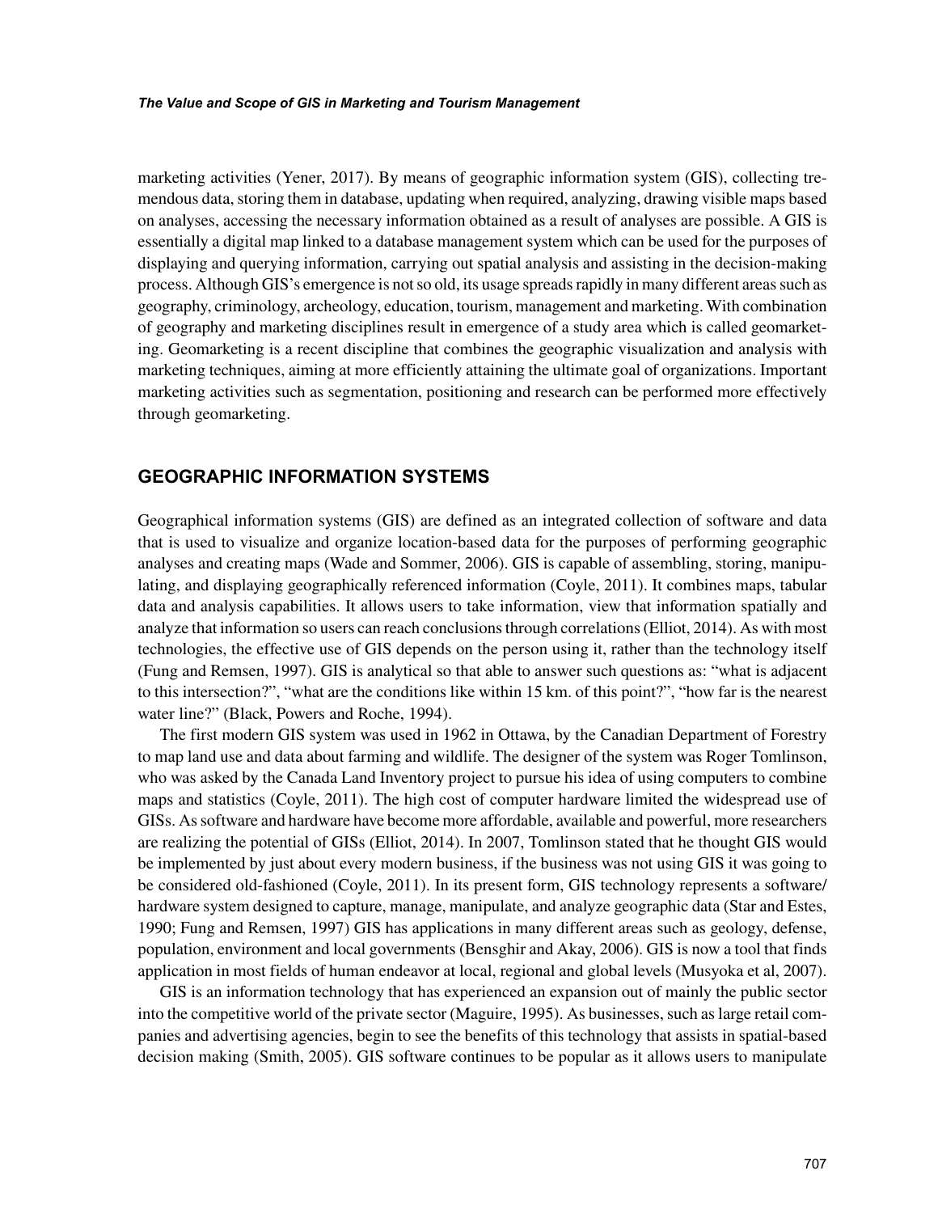marketing activities (Yener, 2017). By means of geographic information system (GIS), collecting tremendous data, storing them in database, updating when required, analyzing, drawing visible maps based on analyses, accessing the necessary information obtained as a result of analyses are possible. A GIS is essentially a digital map linked to a database management system which can be used for the purposes of displaying and querying information, carrying out spatial analysis and assisting in the decision-making process. Although GIS's emergence is not so old, its usage spreads rapidly in many different areas such as geography, criminology, archeology, education, tourism, management and marketing. With combination of geography and marketing disciplines result in emergence of a study area which is called geomarketing. Geomarketing is a recent discipline that combines the geographic visualization and analysis with marketing techniques, aiming at more efficiently attaining the ultimate goal of organizations. Important marketing activities such as segmentation, positioning and research can be performed more effectively through geomarketing.

## GEOGRAPHIC INFORMATION SYSTEMS

Geographical information systems (GIS) are defined as an integrated collection of software and data that is used to visualize and organize location-based data for the purposes of performing geographic analyses and creating maps (Wade and Sommer, 2006). GIS is capable of assembling, storing, manipulating, and displaying geographically referenced information (Coyle, 2011). It combines maps, tabular data and analysis capabilities. It allows users to take information, view that information spatially and analyze that information so users can reach conclusions through correlations (Elliot, 2014). As with most technologies, the effective use of GIS depends on the person using it, rather than the technology itself (Fung and Remsen, 1997). GIS is analytical so that able to answer such questions as: "what is adjacent to this intersection?", "what are the conditions like within 15 km. of this point?", "how far is the nearest water line?" (Black, Powers and Roche, 1994).

The first modern GIS system was used in 1962 in Ottawa, by the Canadian Department of Forestry to map land use and data about farming and wildlife. The designer of the system was Roger Tomlinson, who was asked by the Canada Land Inventory project to pursue his idea of using computers to combine maps and statistics (Coyle, 2011). The high cost of computer hardware limited the widespread use of GISs. As software and hardware have become more affordable, available and powerful, more researchers are realizing the potential of GISs (Elliot, 2014). In 2007, Tomlinson stated that he thought GIS would be implemented by just about every modern business, if the business was not using GIS it was going to be considered old-fashioned (Coyle, 2011). In its present form, GIS technology represents a software/hardware system designed to capture, manage, manipulate, and analyze geographic data (Star and Estes, 1990; Fung and Remsen, 1997) GIS has applications in many different areas such as geology, defense, population, environment and local governments (Bensghir and Akay, 2006). GIS is now a tool that finds application in most fields of human endeavor at local, regional and global levels (Musyoka et al, 2007).

GIS is an information technology that has experienced an expansion out of mainly the public sector into the competitive world of the private sector (Maguire, 1995). As businesses, such as large retail companies and advertising agencies, begin to see the benefits of this technology that assists in spatial-based decision making (Smith, 2005). GIS software continues to be popular as it allows users to manipulate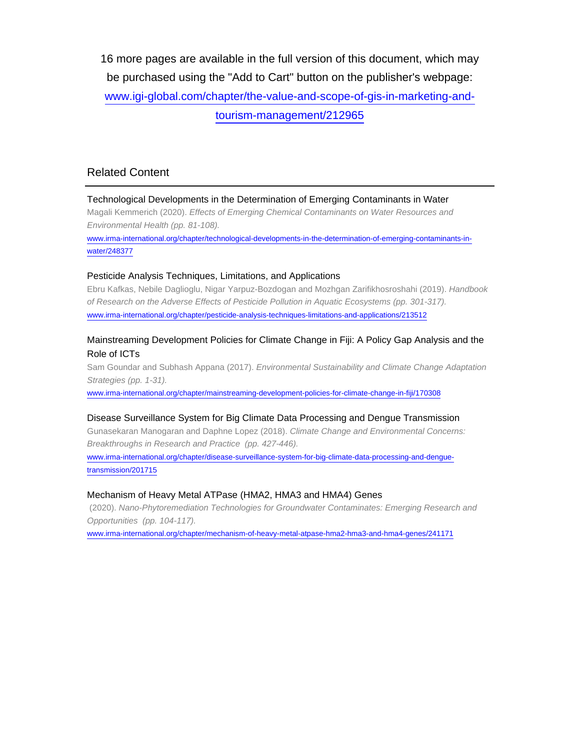16 more pages are available in the full version of this document, which may be purchased using the "Add to Cart" button on the publisher's webpage: www.igi-global.com/chapter/the-value-and-scope-of-gis-in-marketing-and-tourism-management/212965

## Related Content

Technological Developments in the Determination of Emerging Contaminants in Water
Magali Kemmerich (2020). *Effects of Emerging Chemical Contaminants on Water Resources and Environmental Health (pp. 81-108).*
www.irma-international.org/chapter/technological-developments-in-the-determination-of-emerging-contaminants-in-water/248377

Pesticide Analysis Techniques, Limitations, and Applications
Ebru Kafkas, Nebile Daglioglu, Nigar Yarpuz-Bozdogan and Mozhgan Zarifikhosroshahi (2019). *Handbook of Research on the Adverse Effects of Pesticide Pollution in Aquatic Ecosystems (pp. 301-317).*
www.irma-international.org/chapter/pesticide-analysis-techniques-limitations-and-applications/213512

Mainstreaming Development Policies for Climate Change in Fiji: A Policy Gap Analysis and the Role of ICTs
Sam Goundar and Subhash Appana (2017). *Environmental Sustainability and Climate Change Adaptation Strategies (pp. 1-31).*
www.irma-international.org/chapter/mainstreaming-development-policies-for-climate-change-in-fiji/170308

Disease Surveillance System for Big Climate Data Processing and Dengue Transmission
Gunasekaran Manogaran and Daphne Lopez (2018). *Climate Change and Environmental Concerns: Breakthroughs in Research and Practice (pp. 427-446).*
www.irma-international.org/chapter/disease-surveillance-system-for-big-climate-data-processing-and-dengue-transmission/201715

Mechanism of Heavy Metal ATPase (HMA2, HMA3 and HMA4) Genes
(2020). *Nano-Phytoremediation Technologies for Groundwater Contaminates: Emerging Research and Opportunities (pp. 104-117).*
www.irma-international.org/chapter/mechanism-of-heavy-metal-atpase-hma2-hma3-and-hma4-genes/241171